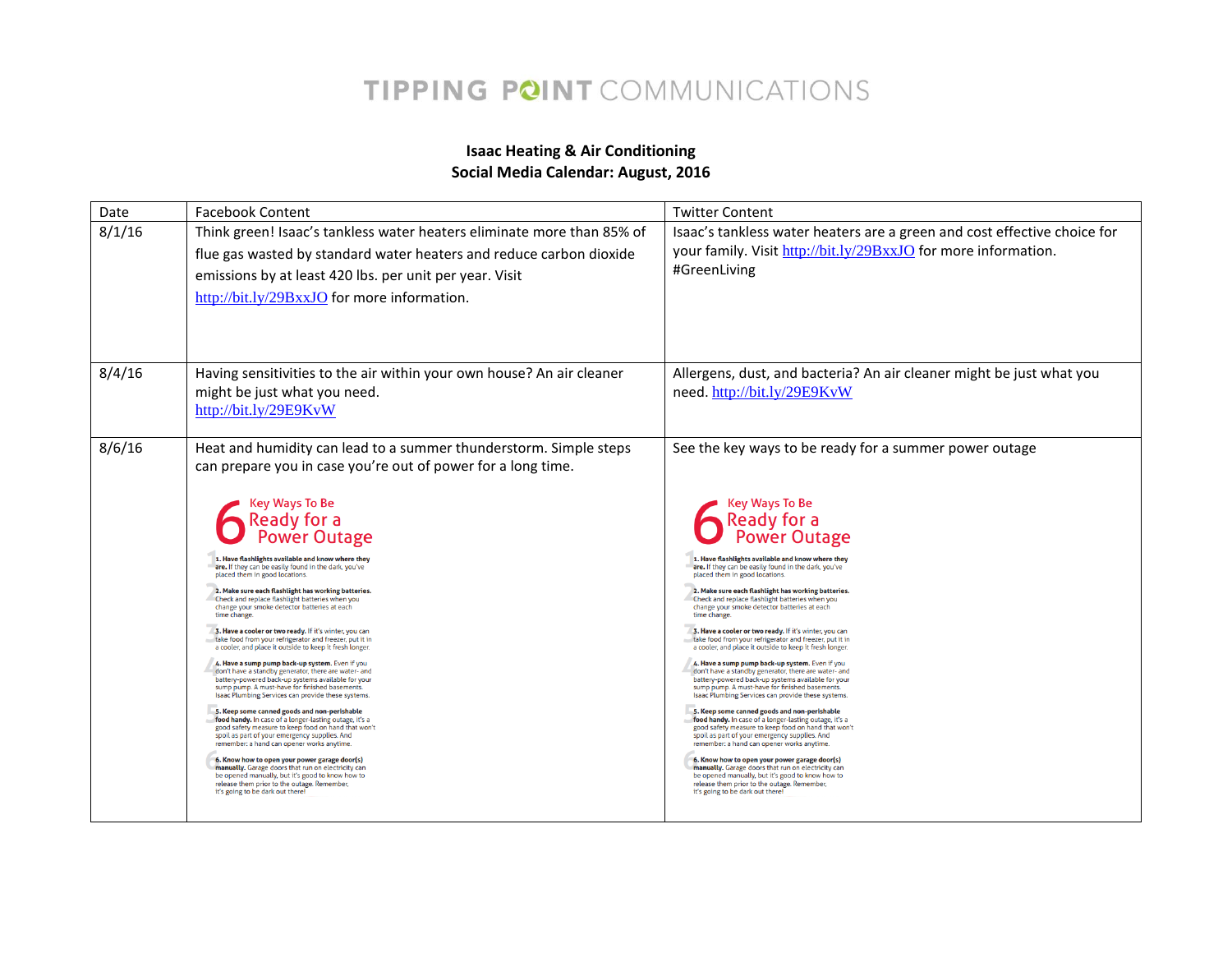TIPPING POINT COMMUNICATIONS

**Isaac Heating & Air Conditioning**
**Social Media Calendar: August, 2016**

| Date | Facebook Content | Twitter Content |
| --- | --- | --- |
| 8/1/16 | Think green! Isaac's tankless water heaters eliminate more than 85% of flue gas wasted by standard water heaters and reduce carbon dioxide emissions by at least 420 lbs. per unit per year. Visit http://bit.ly/29BxxJO for more information. | Isaac's tankless water heaters are a green and cost effective choice for your family. Visit http://bit.ly/29BxxJO for more information. #GreenLiving |
| 8/4/16 | Having sensitivities to the air within your own house? An air cleaner might be just what you need. http://bit.ly/29E9KvW | Allergens, dust, and bacteria? An air cleaner might be just what you need. http://bit.ly/29E9KvW |
| 8/6/16 | Heat and humidity can lead to a summer thunderstorm. Simple steps can prepare you in case you're out of power for a long time.<br><br>**6 Key Ways To Be Ready for a Power Outage**<br>1. **Have flashlights available and know where they are.** If they can be easily found in the dark, you've placed them in good locations.<br>2. **Make sure each flashlight has working batteries.** Check and replace flashlight batteries when you change your smoke detector batteries at each time change.<br>3. **Have a cooler or two ready.** If it's winter, you can take food from your refrigerator and freezer, put it in a cooler, and place it outside to keep it fresh longer.<br>4. **Have a sump pump back-up system.** Even if you don't have a standby generator, there are water- and battery-powered back-up systems available for your sump pump. A must-have for finished basements. Isaac Plumbing Services can provide these systems.<br>5. **Keep some canned goods and non-perishable food handy.** In case of a longer-lasting outage, it's a good safety measure to keep food on hand that won't spoil as part of your emergency supplies. And remember: a hand can opener works anytime.<br>6. **Know how to open your power garage door(s) manually.** Garage doors that run on electricity can be opened manually, but it's good to know how to release them prior to the outage. Remember, it's going to be dark out there! | See the key ways to be ready for a summer power outage<br><br>**6 Key Ways To Be Ready for a Power Outage**<br>1. **Have flashlights available and know where they are.** If they can be easily found in the dark, you've placed them in good locations.<br>2. **Make sure each flashlight has working batteries.** Check and replace flashlight batteries when you change your smoke detector batteries at each time change.<br>3. **Have a cooler or two ready.** If it's winter, you can take food from your refrigerator and freezer, put it in a cooler, and place it outside to keep it fresh longer.<br>4. **Have a sump pump back-up system.** Even if you don't have a standby generator, there are water- and battery-powered back-up systems available for your sump pump. A must-have for finished basements. Isaac Plumbing Services can provide these systems.<br>5. **Keep some canned goods and non-perishable food handy.** In case of a longer-lasting outage, it's a good safety measure to keep food on hand that won't spoil as part of your emergency supplies. And remember: a hand can opener works anytime.<br>6. **Know how to open your power garage door(s) manually.** Garage doors that run on electricity can be opened manually, but it's good to know how to release them prior to the outage. Remember, it's going to be dark out there! |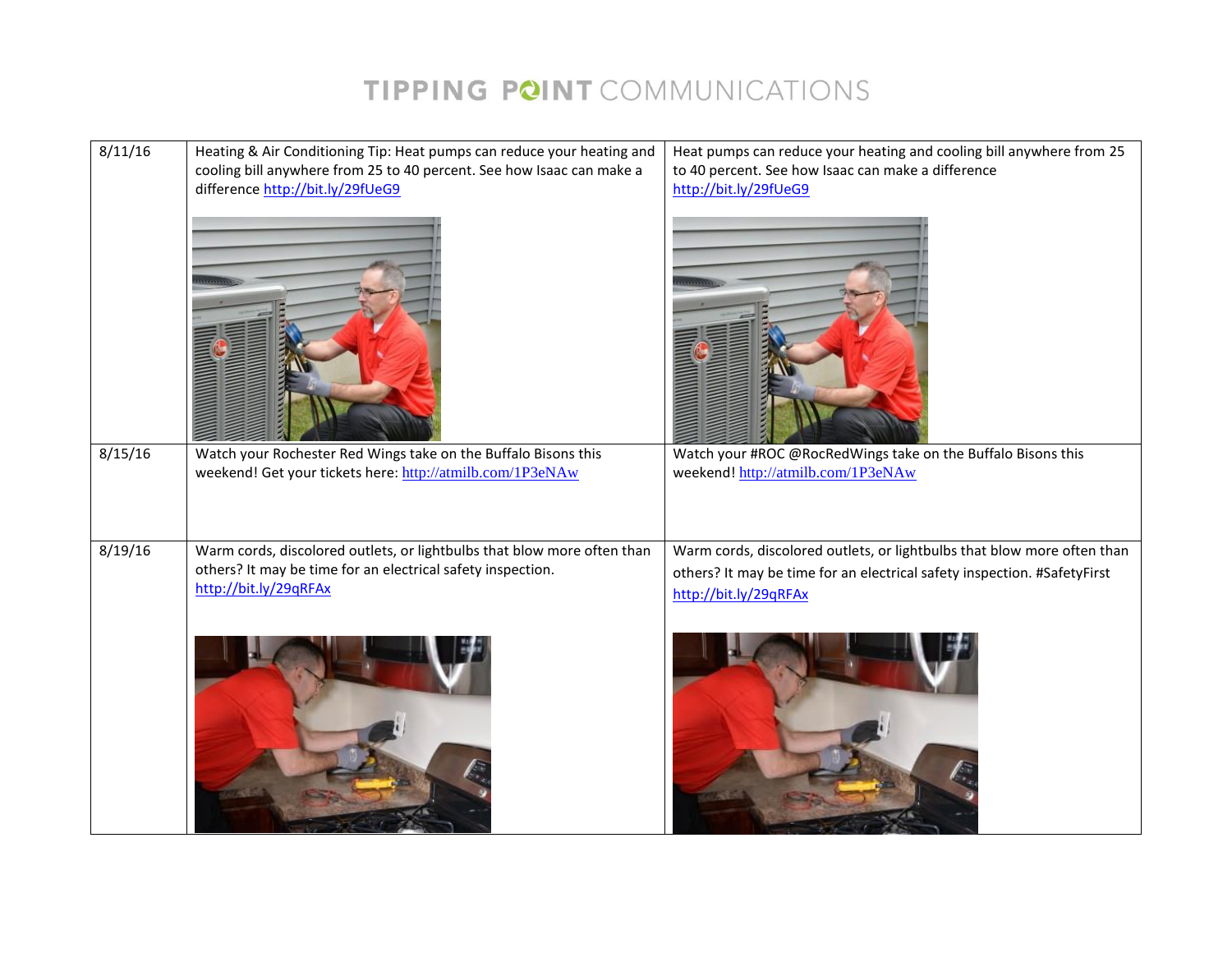| 8/11/16 | Heating & Air Conditioning Tip: Heat pumps can reduce your heating and cooling bill anywhere from 25 to 40 percent. See how Isaac can make a difference http://bit.ly/29fUeG9 | Heat pumps can reduce your heating and cooling bill anywhere from 25 to 40 percent. See how Isaac can make a difference http://bit.ly/29fUeG9 |
|---|---|---|
| 8/15/16 | Watch your Rochester Red Wings take on the Buffalo Bisons this weekend! Get your tickets here: http://atmilb.com/1P3eNAw | Watch your #ROC @RocRedWings take on the Buffalo Bisons this weekend! http://atmilb.com/1P3eNAw |
| 8/19/16 | Warm cords, discolored outlets, or lightbulbs that blow more often than others? It may be time for an electrical safety inspection. http://bit.ly/29qRFAx | Warm cords, discolored outlets, or lightbulbs that blow more often than others? It may be time for an electrical safety inspection. #SafetyFirst http://bit.ly/29qRFAx |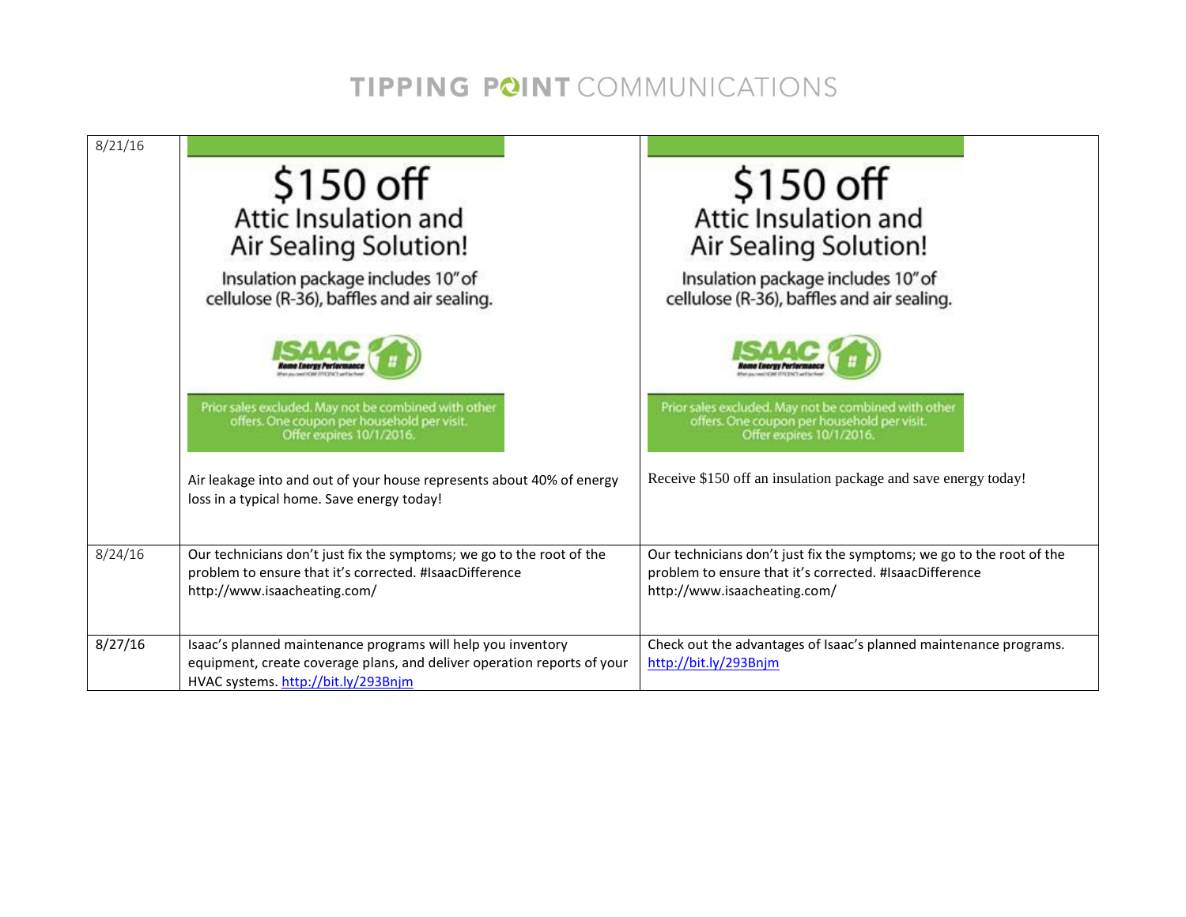| | | |
|---|---|---|
| 8/21/16 | $150 off<br>Attic Insulation and<br>Air Sealing Solution!<br>Insulation package includes 10" of cellulose (R-36), baffles and air sealing.<br>ISAAC Home Energy Performance<br>Prior sales excluded. May not be combined with other offers. One coupon per household per visit. Offer expires 10/1/2016.<br><br>Air leakage into and out of your house represents about 40% of energy loss in a typical home. Save energy today! | $150 off<br>Attic Insulation and<br>Air Sealing Solution!<br>Insulation package includes 10" of cellulose (R-36), baffles and air sealing.<br>ISAAC Home Energy Performance<br>Prior sales excluded. May not be combined with other offers. One coupon per household per visit. Offer expires 10/1/2016.<br><br>Receive $150 off an insulation package and save energy today! |
| 8/24/16 | Our technicians don't just fix the symptoms; we go to the root of the problem to ensure that it's corrected. #IsaacDifference http://www.isaacheating.com/ | Our technicians don't just fix the symptoms; we go to the root of the problem to ensure that it's corrected. #IsaacDifference http://www.isaacheating.com/ |
| 8/27/16 | Isaac's planned maintenance programs will help you inventory equipment, create coverage plans, and deliver operation reports of your HVAC systems. http://bit.ly/293Bnjm | Check out the advantages of Isaac's planned maintenance programs. http://bit.ly/293Bnjm |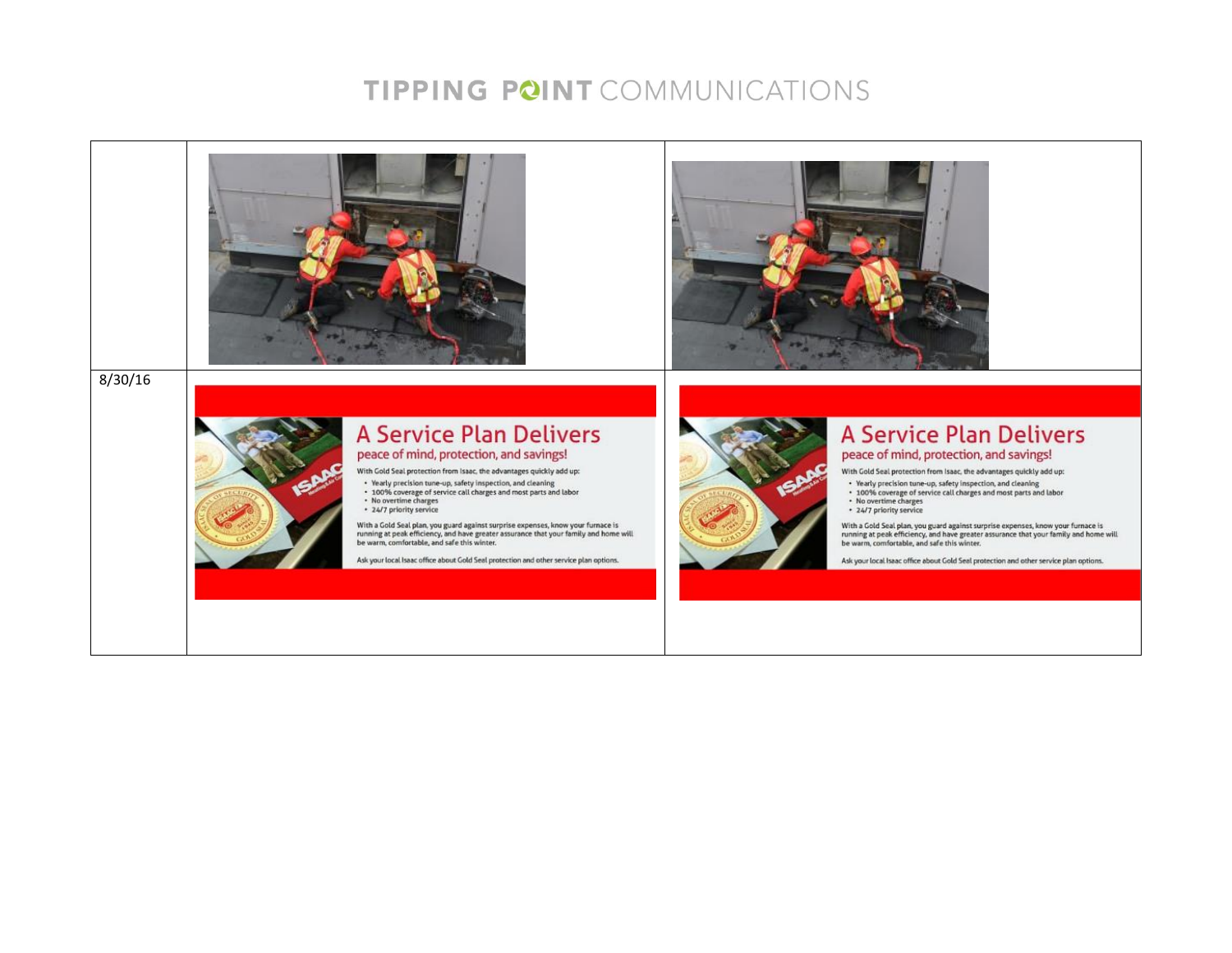| | | |
|---|---|---|
| | | |
| 8/30/16 | A Service Plan Delivers<br>peace of mind, protection, and savings!<br>With Gold Seal protection from Isaac, the advantages quickly add up:<br>• Yearly precision tune-up, safety inspection, and cleaning<br>• 100% coverage of service call charges and most parts and labor<br>• No overtime charges<br>• 24/7 priority service<br>With a Gold Seal plan, you guard against surprise expenses, know your furnace is running at peak efficiency, and have greater assurance that your family and home will be warm, comfortable, and safe this winter.<br>Ask your local Isaac office about Gold Seal protection and other service plan options. | A Service Plan Delivers<br>peace of mind, protection, and savings!<br>With Gold Seal protection from Isaac, the advantages quickly add up:<br>• Yearly precision tune-up, safety inspection, and cleaning<br>• 100% coverage of service call charges and most parts and labor<br>• No overtime charges<br>• 24/7 priority service<br>With a Gold Seal plan, you guard against surprise expenses, know your furnace is running at peak efficiency, and have greater assurance that your family and home will be warm, comfortable, and safe this winter.<br>Ask your local Isaac office about Gold Seal protection and other service plan options. |